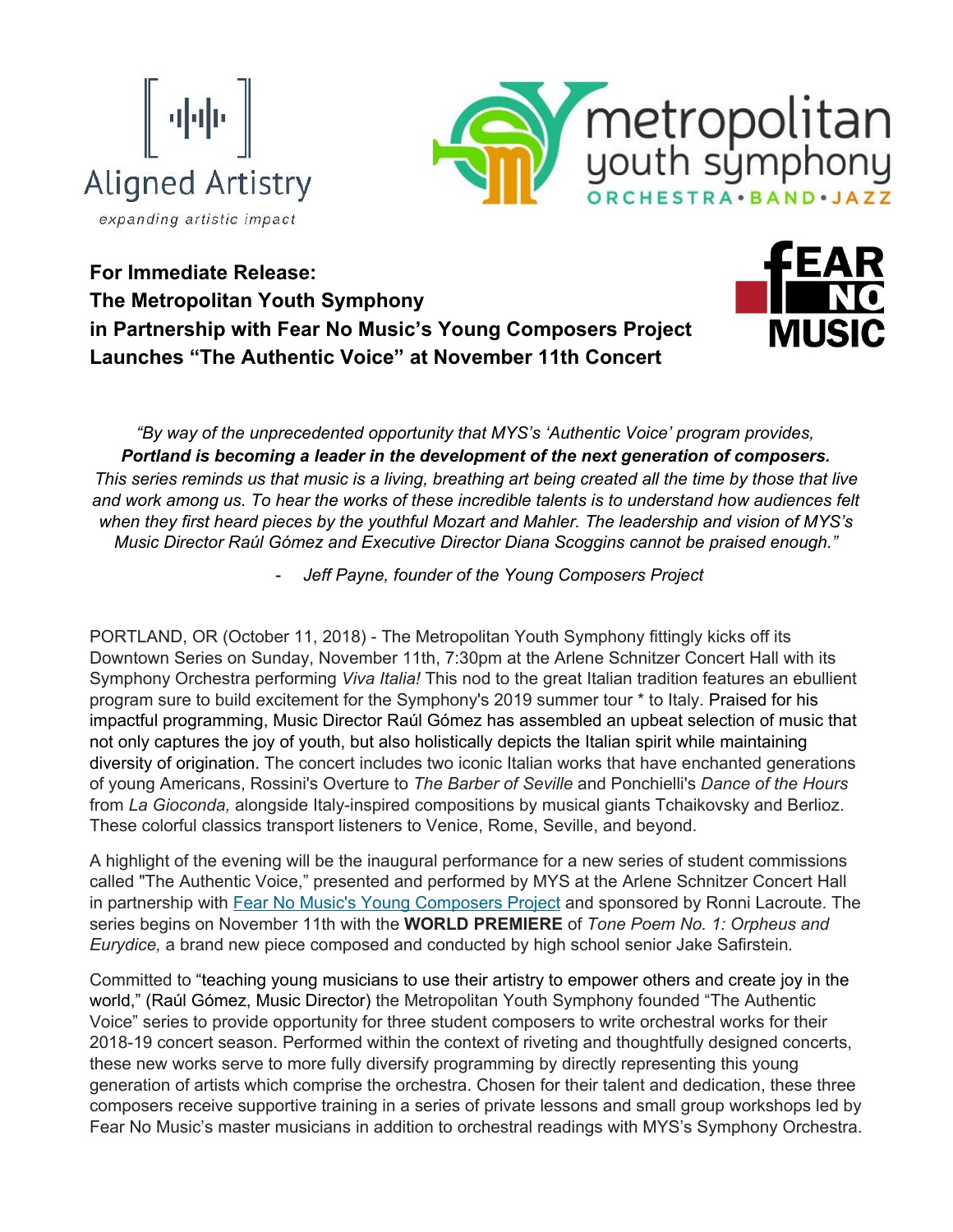Aligned Artistry

*expanding artistic impact*

metropolitan youth symphony

ORCHESTRA • BAND • JAZZ

FEAR NO MUSIC

**For Immediate Release:**
**The Metropolitan Youth Symphony**
**in Partnership with Fear No Music's Young Composers Project**
**Launches "The Authentic Voice" at November 11th Concert**

*"By way of the unprecedented opportunity that MYS's 'Authentic Voice' program provides,* ***Portland is becoming a leader in the development of the next generation of composers.*** *This series reminds us that music is a living, breathing art being created all the time by those that live and work among us. To hear the works of these incredible talents is to understand how audiences felt when they first heard pieces by the youthful Mozart and Mahler. The leadership and vision of MYS's Music Director Raúl Gómez and Executive Director Diana Scoggins cannot be praised enough."*

- *Jeff Payne, founder of the Young Composers Project*

PORTLAND, OR (October 11, 2018) - The Metropolitan Youth Symphony fittingly kicks off its Downtown Series on Sunday, November 11th, 7:30pm at the Arlene Schnitzer Concert Hall with its Symphony Orchestra performing *Viva Italia!* This nod to the great Italian tradition features an ebullient program sure to build excitement for the Symphony's 2019 summer tour * to Italy. Praised for his impactful programming, Music Director Raúl Gómez has assembled an upbeat selection of music that not only captures the joy of youth, but also holistically depicts the Italian spirit while maintaining diversity of origination. The concert includes two iconic Italian works that have enchanted generations of young Americans, Rossini's Overture to *The Barber of Seville* and Ponchielli's *Dance of the Hours* from *La Gioconda,* alongside Italy-inspired compositions by musical giants Tchaikovsky and Berlioz. These colorful classics transport listeners to Venice, Rome, Seville, and beyond.

A highlight of the evening will be the inaugural performance for a new series of student commissions called "The Authentic Voice," presented and performed by MYS at the Arlene Schnitzer Concert Hall in partnership with Fear No Music's Young Composers Project and sponsored by Ronni Lacroute. The series begins on November 11th with the **WORLD PREMIERE** of *Tone Poem No. 1: Orpheus and Eurydice,* a brand new piece composed and conducted by high school senior Jake Safirstein.

Committed to "teaching young musicians to use their artistry to empower others and create joy in the world," (Raúl Gómez, Music Director) the Metropolitan Youth Symphony founded "The Authentic Voice" series to provide opportunity for three student composers to write orchestral works for their 2018-19 concert season. Performed within the context of riveting and thoughtfully designed concerts, these new works serve to more fully diversify programming by directly representing this young generation of artists which comprise the orchestra. Chosen for their talent and dedication, these three composers receive supportive training in a series of private lessons and small group workshops led by Fear No Music's master musicians in addition to orchestral readings with MYS's Symphony Orchestra.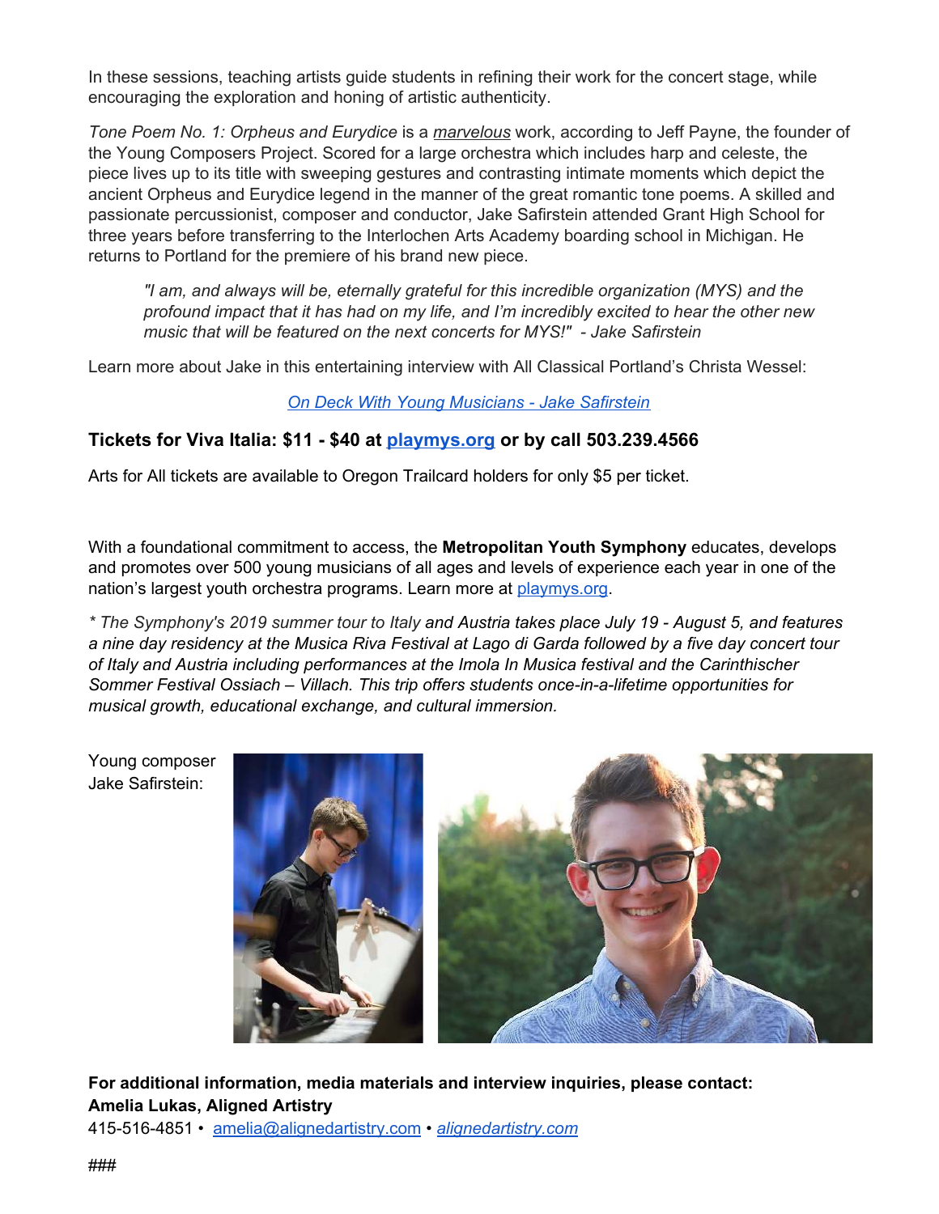In these sessions, teaching artists guide students in refining their work for the concert stage, while encouraging the exploration and honing of artistic authenticity.

*Tone Poem No. 1: Orpheus and Eurydice* is a *marvelous* work, according to Jeff Payne, the founder of the Young Composers Project. Scored for a large orchestra which includes harp and celeste, the piece lives up to its title with sweeping gestures and contrasting intimate moments which depict the ancient Orpheus and Eurydice legend in the manner of the great romantic tone poems. A skilled and passionate percussionist, composer and conductor, Jake Safirstein attended Grant High School for three years before transferring to the Interlochen Arts Academy boarding school in Michigan. He returns to Portland for the premiere of his brand new piece.

> *"I am, and always will be, eternally grateful for this incredible organization (MYS) and the profound impact that it has had on my life, and I'm incredibly excited to hear the other new music that will be featured on the next concerts for MYS!" - Jake Safirstein*

Learn more about Jake in this entertaining interview with All Classical Portland's Christa Wessel:

*On Deck With Young Musicians - Jake Safirstein*

**Tickets for Viva Italia: $11 - $40 at playmys.org or by call 503.239.4566**

Arts for All tickets are available to Oregon Trailcard holders for only $5 per ticket.

With a foundational commitment to access, the **Metropolitan Youth Symphony** educates, develops and promotes over 500 young musicians of all ages and levels of experience each year in one of the nation's largest youth orchestra programs. Learn more at playmys.org.

*\* The Symphony's 2019 summer tour to Italy and Austria takes place July 19 - August 5, and features a nine day residency at the Musica Riva Festival at Lago di Garda followed by a five day concert tour of Italy and Austria including performances at the Imola In Musica festival and the Carinthischer Sommer Festival Ossiach – Villach. This trip offers students once-in-a-lifetime opportunities for musical growth, educational exchange, and cultural immersion.*

Young composer Jake Safirstein:

**For additional information, media materials and interview inquiries, please contact:**
**Amelia Lukas, Aligned Artistry**
415-516-4851 • amelia@alignedartistry.com • *alignedartistry.com*

###